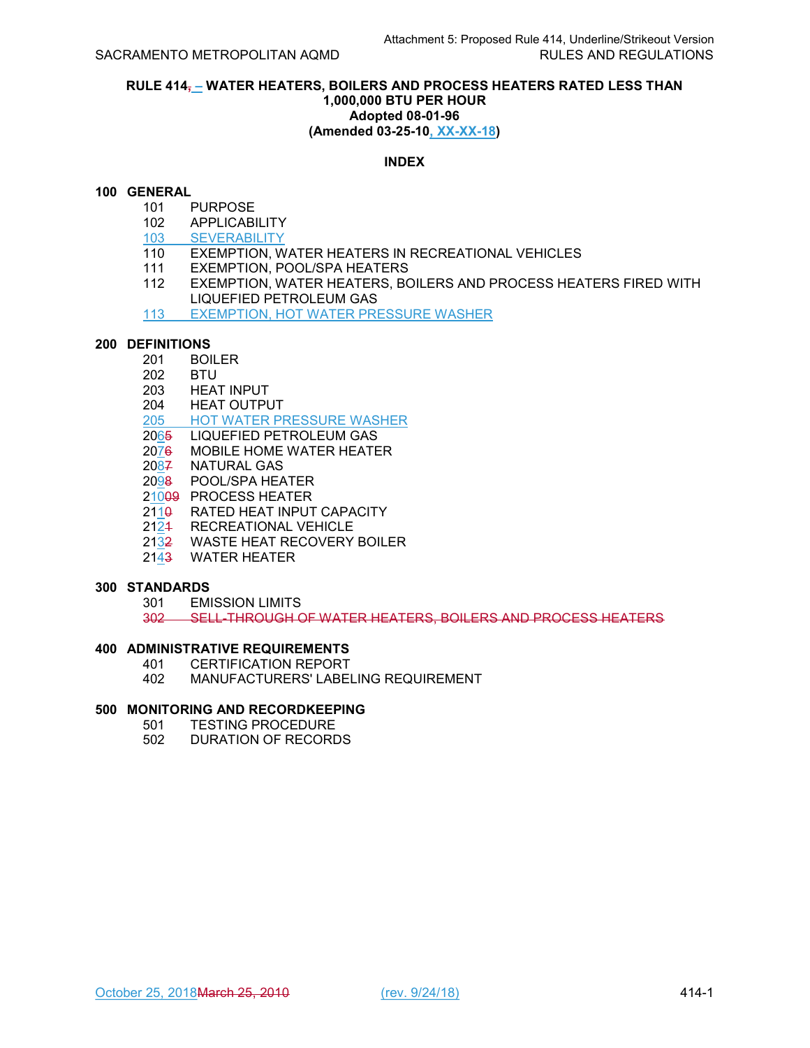Attachment 5: Proposed Rule 414, Underline/Strikeout Version

SACRAMENTO METROPOLITAN AQMD — RULES AND REGULATIONS

**RULE 414, – WATER HEATERS, BOILERS AND PROCESS HEATERS RATED LESS THAN 1,000,000 BTU PER HOUR**
**Adopted 08-01-96**
**(Amended 03-25-10, XX-XX-18)**

**INDEX**

**100 GENERAL**

- 101 PURPOSE
- 102 APPLICABILITY
- 103 SEVERABILITY
- 110 EXEMPTION, WATER HEATERS IN RECREATIONAL VEHICLES
- 111 EXEMPTION, POOL/SPA HEATERS
- 112 EXEMPTION, WATER HEATERS, BOILERS AND PROCESS HEATERS FIRED WITH LIQUEFIED PETROLEUM GAS
- 113 EXEMPTION, HOT WATER PRESSURE WASHER

**200 DEFINITIONS**

- 201 BOILER
- 202 BTU
- 203 HEAT INPUT
- 204 HEAT OUTPUT
- 205 HOT WATER PRESSURE WASHER
- 20~~5~~6 LIQUEFIED PETROLEUM GAS
- 20~~6~~7 MOBILE HOME WATER HEATER
- 20~~7~~8 NATURAL GAS
- 20~~8~~9 POOL/SPA HEATER
- 2~~09~~10 PROCESS HEATER
- 21~~0~~1 RATED HEAT INPUT CAPACITY
- 21~~1~~2 RECREATIONAL VEHICLE
- 21~~2~~3 WASTE HEAT RECOVERY BOILER
- 21~~3~~4 WATER HEATER

**300 STANDARDS**

- 301 EMISSION LIMITS
- ~~302 SELL-THROUGH OF WATER HEATERS, BOILERS AND PROCESS HEATERS~~

**400 ADMINISTRATIVE REQUIREMENTS**

- 401 CERTIFICATION REPORT
- 402 MANUFACTURERS' LABELING REQUIREMENT

**500 MONITORING AND RECORDKEEPING**

- 501 TESTING PROCEDURE
- 502 DURATION OF RECORDS

October 25, 2018~~March 25, 2010~~ (rev. 9/24/18)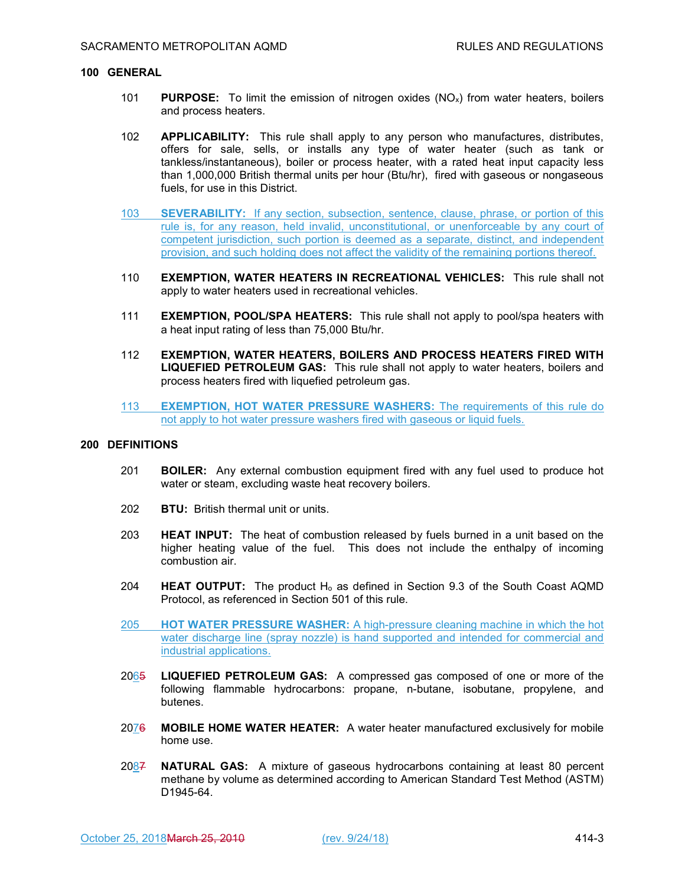## 100 GENERAL

101 **PURPOSE:** To limit the emission of nitrogen oxides ($NO_x$) from water heaters, boilers and process heaters.

102 **APPLICABILITY:** This rule shall apply to any person who manufactures, distributes, offers for sale, sells, or installs any type of water heater (such as tank or tankless/instantaneous), boiler or process heater, with a rated heat input capacity less than 1,000,000 British thermal units per hour (Btu/hr), fired with gaseous or nongaseous fuels, for use in this District.

103 **SEVERABILITY:** If any section, subsection, sentence, clause, phrase, or portion of this rule is, for any reason, held invalid, unconstitutional, or unenforceable by any court of competent jurisdiction, such portion is deemed as a separate, distinct, and independent provision, and such holding does not affect the validity of the remaining portions thereof.

110 **EXEMPTION, WATER HEATERS IN RECREATIONAL VEHICLES:** This rule shall not apply to water heaters used in recreational vehicles.

111 **EXEMPTION, POOL/SPA HEATERS:** This rule shall not apply to pool/spa heaters with a heat input rating of less than 75,000 Btu/hr.

112 **EXEMPTION, WATER HEATERS, BOILERS AND PROCESS HEATERS FIRED WITH LIQUEFIED PETROLEUM GAS:** This rule shall not apply to water heaters, boilers and process heaters fired with liquefied petroleum gas.

113 **EXEMPTION, HOT WATER PRESSURE WASHERS:** The requirements of this rule do not apply to hot water pressure washers fired with gaseous or liquid fuels.

## 200 DEFINITIONS

201 **BOILER:** Any external combustion equipment fired with any fuel used to produce hot water or steam, excluding waste heat recovery boilers.

202 **BTU:** British thermal unit or units.

203 **HEAT INPUT:** The heat of combustion released by fuels burned in a unit based on the higher heating value of the fuel. This does not include the enthalpy of incoming combustion air.

204 **HEAT OUTPUT:** The product $H_o$ as defined in Section 9.3 of the South Coast AQMD Protocol, as referenced in Section 501 of this rule.

205 **HOT WATER PRESSURE WASHER:** A high-pressure cleaning machine in which the hot water discharge line (spray nozzle) is hand supported and intended for commercial and industrial applications.

2065 **LIQUEFIED PETROLEUM GAS:** A compressed gas composed of one or more of the following flammable hydrocarbons: propane, n-butane, isobutane, propylene, and butenes.

2076 **MOBILE HOME WATER HEATER:** A water heater manufactured exclusively for mobile home use.

2087 **NATURAL GAS:** A mixture of gaseous hydrocarbons containing at least 80 percent methane by volume as determined according to American Standard Test Method (ASTM) D1945-64.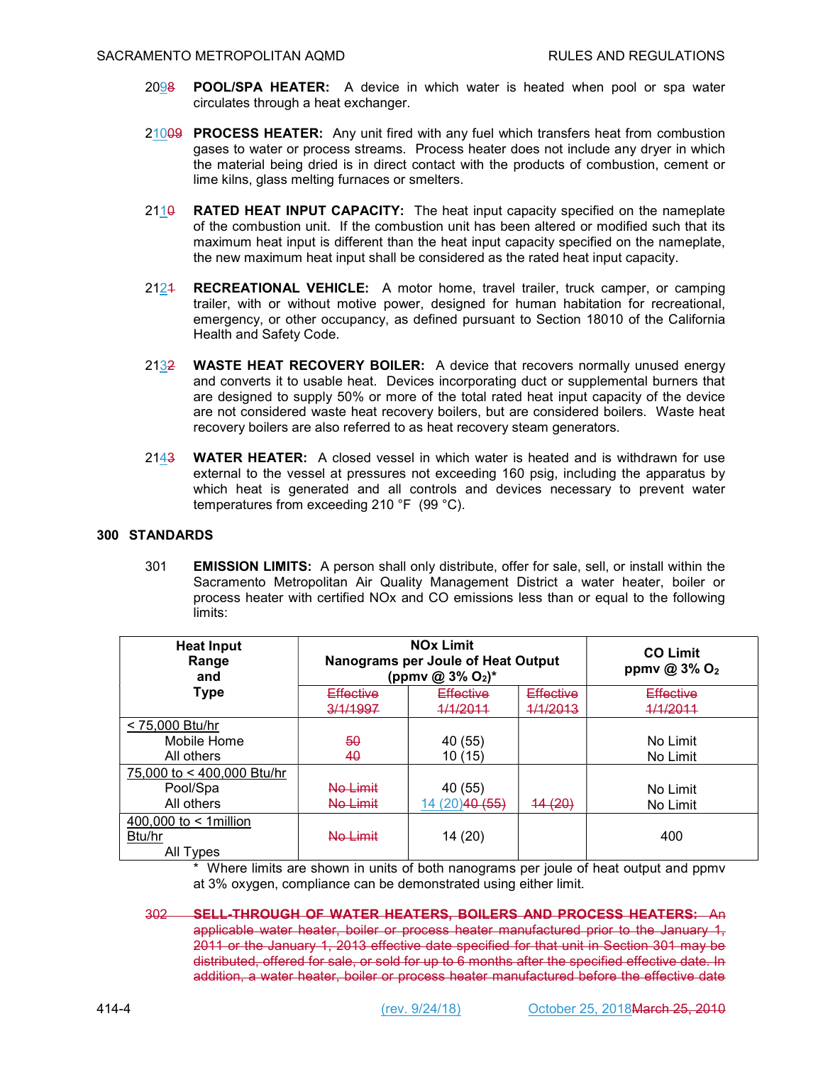2098 **POOL/SPA HEATER:** A device in which water is heated when pool or spa water circulates through a heat exchanger.

21009 **PROCESS HEATER:** Any unit fired with any fuel which transfers heat from combustion gases to water or process streams. Process heater does not include any dryer in which the material being dried is in direct contact with the products of combustion, cement or lime kilns, glass melting furnaces or smelters.

2110 **RATED HEAT INPUT CAPACITY:** The heat input capacity specified on the nameplate of the combustion unit. If the combustion unit has been altered or modified such that its maximum heat input is different than the heat input capacity specified on the nameplate, the new maximum heat input shall be considered as the rated heat input capacity.

2121 **RECREATIONAL VEHICLE:** A motor home, travel trailer, truck camper, or camping trailer, with or without motive power, designed for human habitation for recreational, emergency, or other occupancy, as defined pursuant to Section 18010 of the California Health and Safety Code.

2132 **WASTE HEAT RECOVERY BOILER:** A device that recovers normally unused energy and converts it to usable heat. Devices incorporating duct or supplemental burners that are designed to supply 50% or more of the total rated heat input capacity of the device are not considered waste heat recovery boilers, but are considered boilers. Waste heat recovery boilers are also referred to as heat recovery steam generators.

2143 **WATER HEATER:** A closed vessel in which water is heated and is withdrawn for use external to the vessel at pressures not exceeding 160 psig, including the apparatus by which heat is generated and all controls and devices necessary to prevent water temperatures from exceeding 210 °F (99 °C).

## 300 STANDARDS

301 **EMISSION LIMITS:** A person shall only distribute, offer for sale, sell, or install within the Sacramento Metropolitan Air Quality Management District a water heater, boiler or process heater with certified NOx and CO emissions less than or equal to the following limits:

| Heat Input Range and Type | NOx Limit Nanograms per Joule of Heat Output (ppmv @ 3% $O_2$)* | | | CO Limit ppmv @ 3% $O_2$ |
|---|---|---|---|---|
| | ~~Effective 3/1/1997~~ | ~~Effective 1/1/2011~~ | ~~Effective 1/1/2013~~ | ~~Effective 1/1/2011~~ |
| < 75,000 Btu/hr | | | | |
| Mobile Home | ~~50~~ | 40 (55) | | No Limit |
| All others | ~~40~~ | 10 (15) | | No Limit |
| 75,000 to < 400,000 Btu/hr | | | | |
| Pool/Spa | ~~No Limit~~ | 40 (55) | | No Limit |
| All others | ~~No Limit~~ | 14 (20) ~~40 (55)~~ | ~~14 (20)~~ | No Limit |
| 400,000 to < 1million Btu/hr All Types | ~~No Limit~~ | 14 (20) | | 400 |

\* Where limits are shown in units of both nanograms per joule of heat output and ppmv at 3% oxygen, compliance can be demonstrated using either limit.

~~302 **SELL-THROUGH OF WATER HEATERS, BOILERS AND PROCESS HEATERS:** An applicable water heater, boiler or process heater manufactured prior to the January 1, 2011 or the January 1, 2013 effective date specified for that unit in Section 301 may be distributed, offered for sale, or sold for up to 6 months after the specified effective date. In addition, a water heater, boiler or process heater manufactured before the effective date~~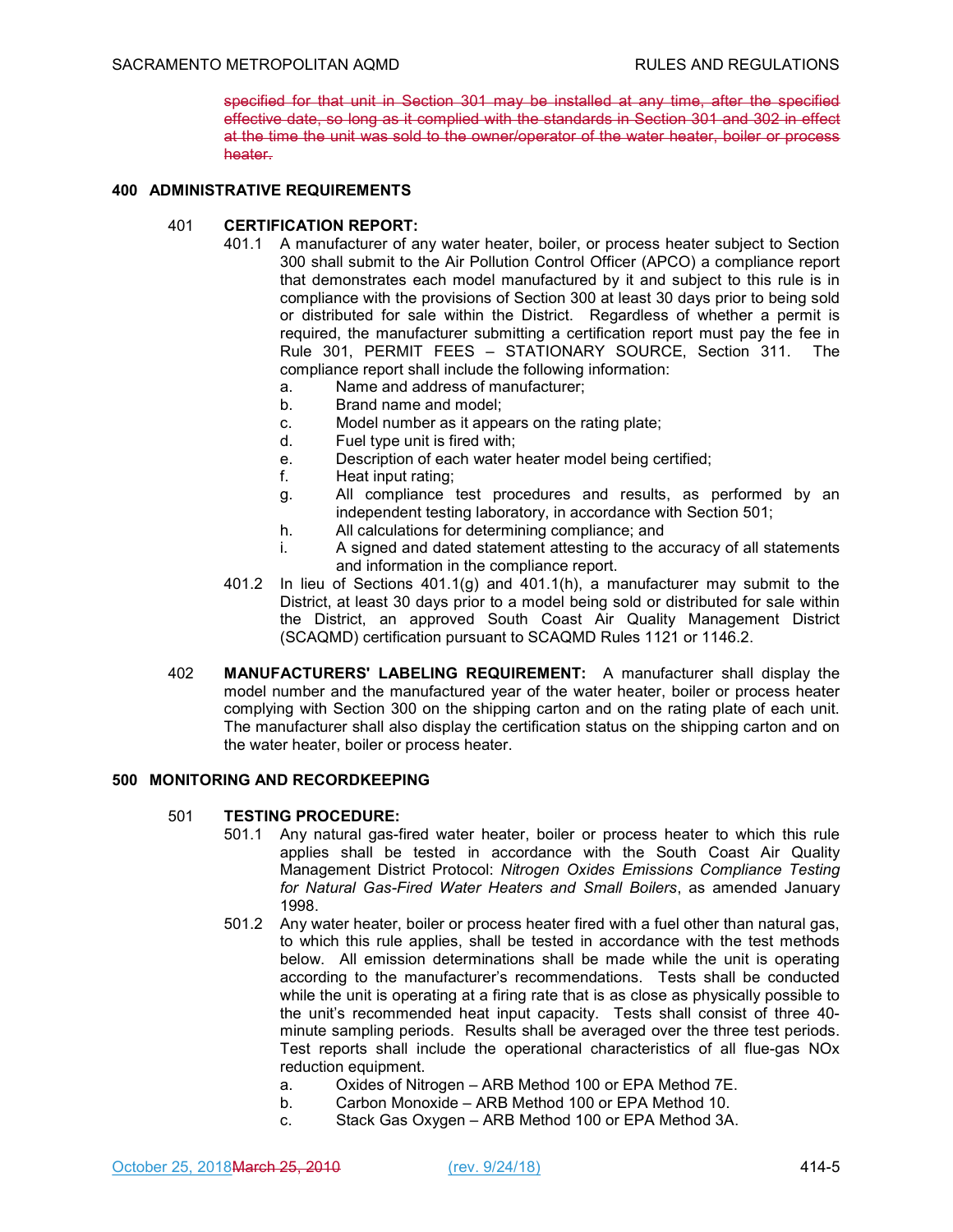~~specified for that unit in Section 301 may be installed at any time, after the specified effective date, so long as it complied with the standards in Section 301 and 302 in effect at the time the unit was sold to the owner/operator of the water heater, boiler or process heater.~~

## 400 ADMINISTRATIVE REQUIREMENTS

### 401 CERTIFICATION REPORT:

401.1 A manufacturer of any water heater, boiler, or process heater subject to Section 300 shall submit to the Air Pollution Control Officer (APCO) a compliance report that demonstrates each model manufactured by it and subject to this rule is in compliance with the provisions of Section 300 at least 30 days prior to being sold or distributed for sale within the District. Regardless of whether a permit is required, the manufacturer submitting a certification report must pay the fee in Rule 301, PERMIT FEES – STATIONARY SOURCE, Section 311. The compliance report shall include the following information:

a. Name and address of manufacturer;
b. Brand name and model;
c. Model number as it appears on the rating plate;
d. Fuel type unit is fired with;
e. Description of each water heater model being certified;
f. Heat input rating;
g. All compliance test procedures and results, as performed by an independent testing laboratory, in accordance with Section 501;
h. All calculations for determining compliance; and
i. A signed and dated statement attesting to the accuracy of all statements and information in the compliance report.

401.2 In lieu of Sections 401.1(g) and 401.1(h), a manufacturer may submit to the District, at least 30 days prior to a model being sold or distributed for sale within the District, an approved South Coast Air Quality Management District (SCAQMD) certification pursuant to SCAQMD Rules 1121 or 1146.2.

### 402 MANUFACTURERS' LABELING REQUIREMENT:

A manufacturer shall display the model number and the manufactured year of the water heater, boiler or process heater complying with Section 300 on the shipping carton and on the rating plate of each unit. The manufacturer shall also display the certification status on the shipping carton and on the water heater, boiler or process heater.

## 500 MONITORING AND RECORDKEEPING

### 501 TESTING PROCEDURE:

501.1 Any natural gas-fired water heater, boiler or process heater to which this rule applies shall be tested in accordance with the South Coast Air Quality Management District Protocol: *Nitrogen Oxides Emissions Compliance Testing for Natural Gas-Fired Water Heaters and Small Boilers*, as amended January 1998.

501.2 Any water heater, boiler or process heater fired with a fuel other than natural gas, to which this rule applies, shall be tested in accordance with the test methods below. All emission determinations shall be made while the unit is operating according to the manufacturer's recommendations. Tests shall be conducted while the unit is operating at a firing rate that is as close as physically possible to the unit's recommended heat input capacity. Tests shall consist of three 40-minute sampling periods. Results shall be averaged over the three test periods. Test reports shall include the operational characteristics of all flue-gas NOx reduction equipment.

a. Oxides of Nitrogen – ARB Method 100 or EPA Method 7E.
b. Carbon Monoxide – ARB Method 100 or EPA Method 10.
c. Stack Gas Oxygen – ARB Method 100 or EPA Method 3A.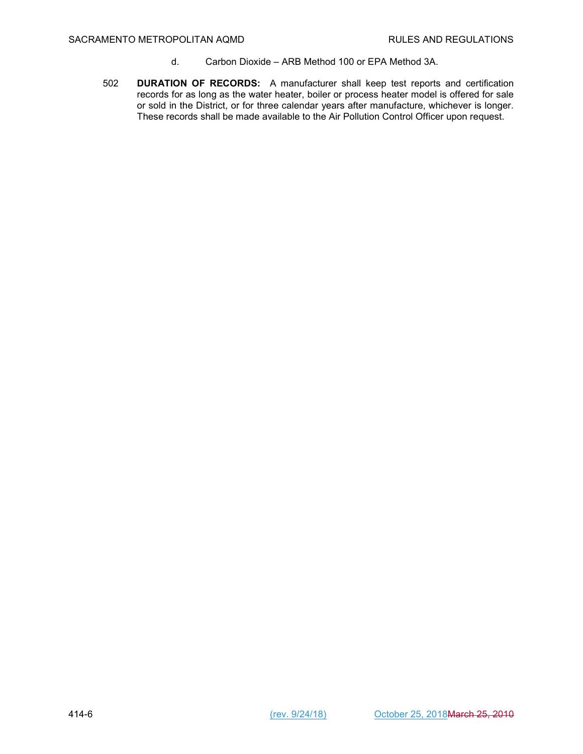d. Carbon Dioxide – ARB Method 100 or EPA Method 3A.

502 **DURATION OF RECORDS:** A manufacturer shall keep test reports and certification records for as long as the water heater, boiler or process heater model is offered for sale or sold in the District, or for three calendar years after manufacture, whichever is longer. These records shall be made available to the Air Pollution Control Officer upon request.